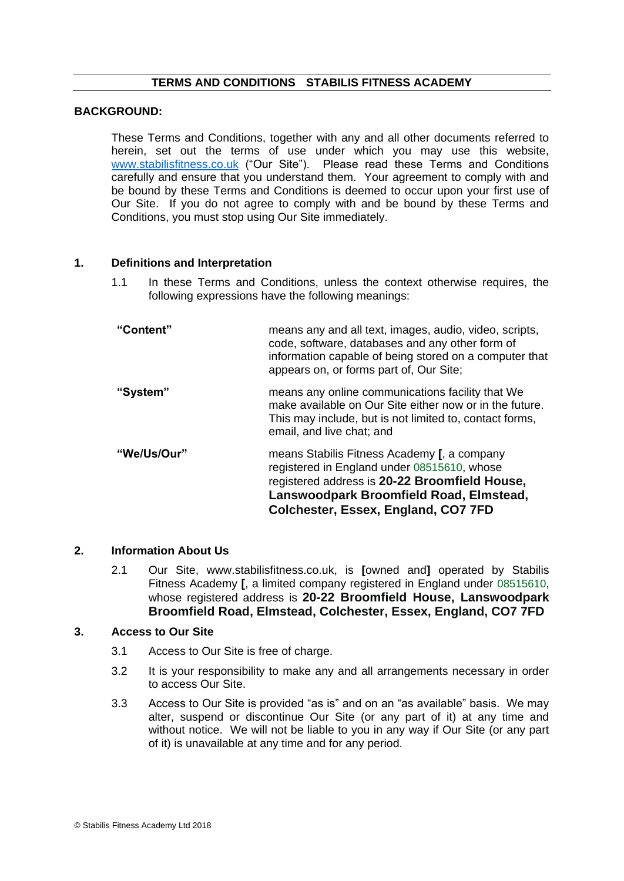# TERMS AND CONDITIONS STABILIS FITNESS ACADEMY

## BACKGROUND:

These Terms and Conditions, together with any and all other documents referred to herein, set out the terms of use under which you may use this website, www.stabilisfitness.co.uk ("Our Site"). Please read these Terms and Conditions carefully and ensure that you understand them. Your agreement to comply with and be bound by these Terms and Conditions is deemed to occur upon your first use of Our Site. If you do not agree to comply with and be bound by these Terms and Conditions, you must stop using Our Site immediately.

## 1. Definitions and Interpretation

1.1 In these Terms and Conditions, unless the context otherwise requires, the following expressions have the following meanings:

| | |
|---|---|
| **"Content"** | means any and all text, images, audio, video, scripts, code, software, databases and any other form of information capable of being stored on a computer that appears on, or forms part of, Our Site; |
| **"System"** | means any online communications facility that We make available on Our Site either now or in the future. This may include, but is not limited to, contact forms, email, and live chat; and |
| **"We/Us/Our"** | means Stabilis Fitness Academy **[**, a company registered in England under 08515610, whose registered address is **20-22 Broomfield House, Lanswoodpark Broomfield Road, Elmstead, Colchester, Essex, England, CO7 7FD** |

## 2. Information About Us

2.1 Our Site, www.stabilisfitness.co.uk, is **[**owned and**]** operated by Stabilis Fitness Academy **[**, a limited company registered in England under 08515610, whose registered address is **20-22 Broomfield House, Lanswoodpark Broomfield Road, Elmstead, Colchester, Essex, England, CO7 7FD**

## 3. Access to Our Site

3.1 Access to Our Site is free of charge.

3.2 It is your responsibility to make any and all arrangements necessary in order to access Our Site.

3.3 Access to Our Site is provided "as is" and on an "as available" basis. We may alter, suspend or discontinue Our Site (or any part of it) at any time and without notice. We will not be liable to you in any way if Our Site (or any part of it) is unavailable at any time and for any period.

© Stabilis Fitness Academy Ltd 2018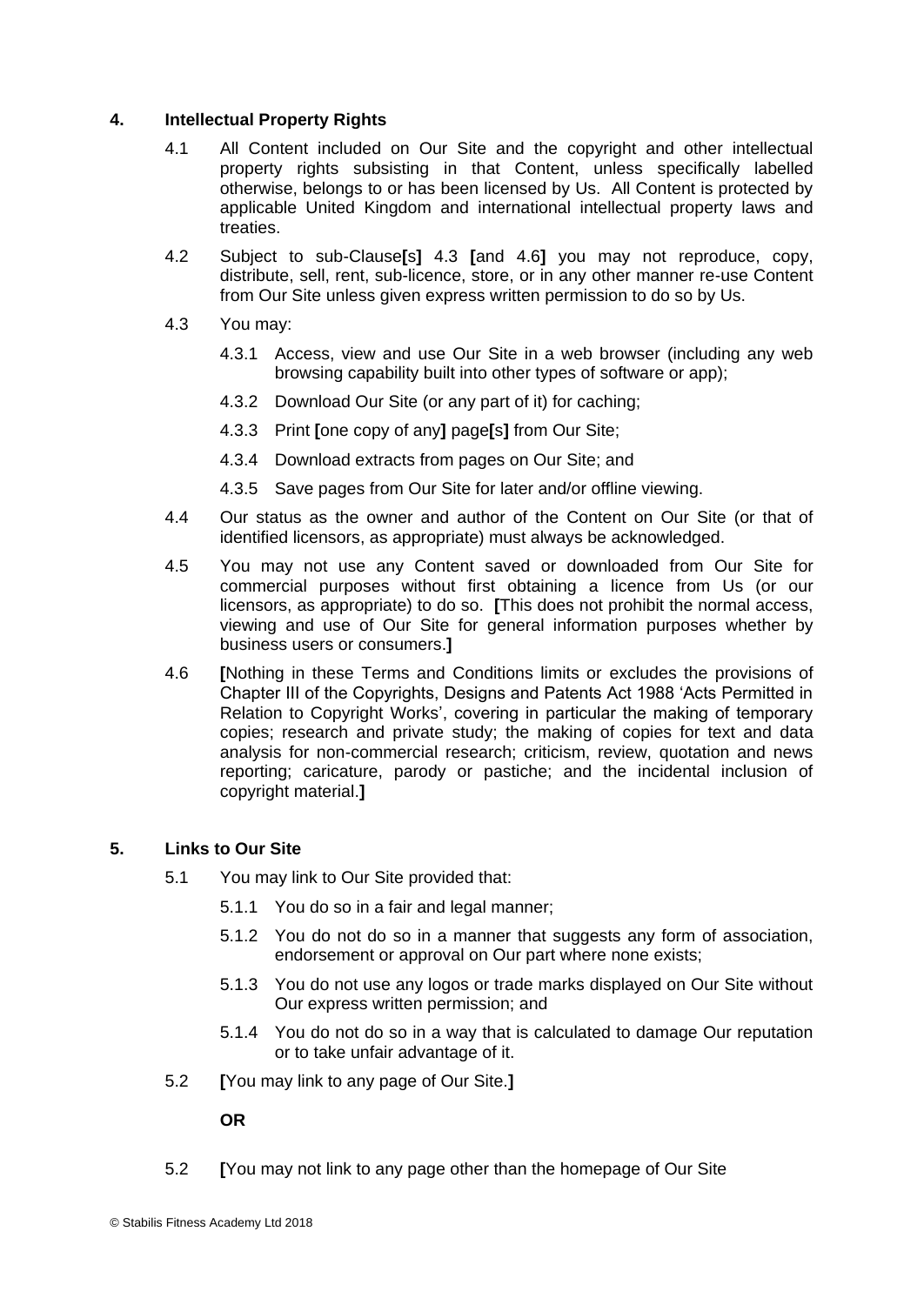## 4. Intellectual Property Rights

4.1 All Content included on Our Site and the copyright and other intellectual property rights subsisting in that Content, unless specifically labelled otherwise, belongs to or has been licensed by Us. All Content is protected by applicable United Kingdom and international intellectual property laws and treaties.

4.2 Subject to sub-Clause**[**s**]** 4.3 **[**and 4.6**]** you may not reproduce, copy, distribute, sell, rent, sub-licence, store, or in any other manner re-use Content from Our Site unless given express written permission to do so by Us.

4.3 You may:

4.3.1 Access, view and use Our Site in a web browser (including any web browsing capability built into other types of software or app);

4.3.2 Download Our Site (or any part of it) for caching;

4.3.3 Print **[**one copy of any**]** page**[**s**]** from Our Site;

4.3.4 Download extracts from pages on Our Site; and

4.3.5 Save pages from Our Site for later and/or offline viewing.

4.4 Our status as the owner and author of the Content on Our Site (or that of identified licensors, as appropriate) must always be acknowledged.

4.5 You may not use any Content saved or downloaded from Our Site for commercial purposes without first obtaining a licence from Us (or our licensors, as appropriate) to do so. **[**This does not prohibit the normal access, viewing and use of Our Site for general information purposes whether by business users or consumers.**]**

4.6 **[**Nothing in these Terms and Conditions limits or excludes the provisions of Chapter III of the Copyrights, Designs and Patents Act 1988 'Acts Permitted in Relation to Copyright Works', covering in particular the making of temporary copies; research and private study; the making of copies for text and data analysis for non-commercial research; criticism, review, quotation and news reporting; caricature, parody or pastiche; and the incidental inclusion of copyright material.**]**

## 5. Links to Our Site

5.1 You may link to Our Site provided that:

5.1.1 You do so in a fair and legal manner;

5.1.2 You do not do so in a manner that suggests any form of association, endorsement or approval on Our part where none exists;

5.1.3 You do not use any logos or trade marks displayed on Our Site without Our express written permission; and

5.1.4 You do not do so in a way that is calculated to damage Our reputation or to take unfair advantage of it.

5.2 **[**You may link to any page of Our Site.**]**

**OR**

5.2 **[**You may not link to any page other than the homepage of Our Site

© Stabilis Fitness Academy Ltd 2018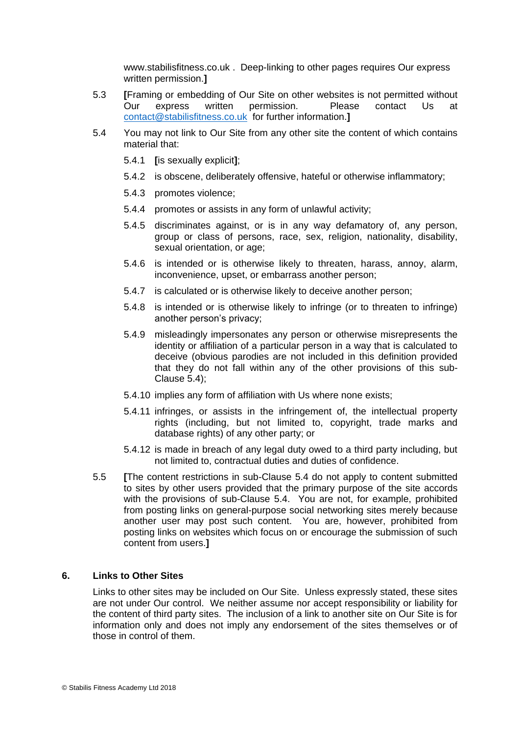www.stabilisfitness.co.uk . Deep-linking to other pages requires Our express written permission.**]**

5.3 **[**Framing or embedding of Our Site on other websites is not permitted without Our express written permission. Please contact Us at contact@stabilisfitness.co.uk for further information.**]**

5.4 You may not link to Our Site from any other site the content of which contains material that:

- 5.4.1 **[**is sexually explicit**]**;
- 5.4.2 is obscene, deliberately offensive, hateful or otherwise inflammatory;
- 5.4.3 promotes violence;
- 5.4.4 promotes or assists in any form of unlawful activity;
- 5.4.5 discriminates against, or is in any way defamatory of, any person, group or class of persons, race, sex, religion, nationality, disability, sexual orientation, or age;
- 5.4.6 is intended or is otherwise likely to threaten, harass, annoy, alarm, inconvenience, upset, or embarrass another person;
- 5.4.7 is calculated or is otherwise likely to deceive another person;
- 5.4.8 is intended or is otherwise likely to infringe (or to threaten to infringe) another person's privacy;
- 5.4.9 misleadingly impersonates any person or otherwise misrepresents the identity or affiliation of a particular person in a way that is calculated to deceive (obvious parodies are not included in this definition provided that they do not fall within any of the other provisions of this sub-Clause 5.4);
- 5.4.10 implies any form of affiliation with Us where none exists;
- 5.4.11 infringes, or assists in the infringement of, the intellectual property rights (including, but not limited to, copyright, trade marks and database rights) of any other party; or
- 5.4.12 is made in breach of any legal duty owed to a third party including, but not limited to, contractual duties and duties of confidence.

5.5 **[**The content restrictions in sub-Clause 5.4 do not apply to content submitted to sites by other users provided that the primary purpose of the site accords with the provisions of sub-Clause 5.4. You are not, for example, prohibited from posting links on general-purpose social networking sites merely because another user may post such content. You are, however, prohibited from posting links on websites which focus on or encourage the submission of such content from users.**]**

## 6. Links to Other Sites

Links to other sites may be included on Our Site. Unless expressly stated, these sites are not under Our control. We neither assume nor accept responsibility or liability for the content of third party sites. The inclusion of a link to another site on Our Site is for information only and does not imply any endorsement of the sites themselves or of those in control of them.

© Stabilis Fitness Academy Ltd 2018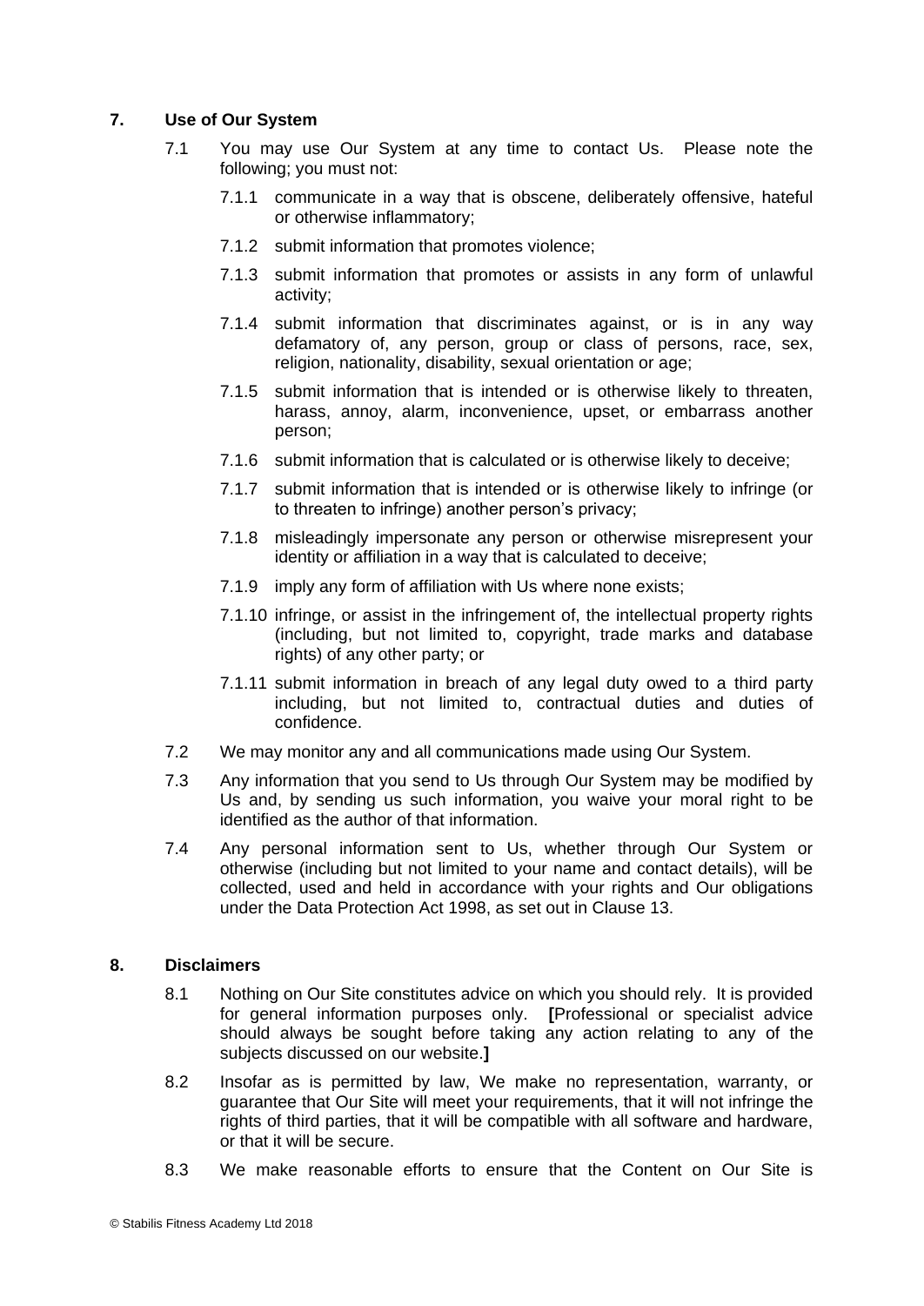## 7. Use of Our System

7.1 You may use Our System at any time to contact Us. Please note the following; you must not:

7.1.1 communicate in a way that is obscene, deliberately offensive, hateful or otherwise inflammatory;

7.1.2 submit information that promotes violence;

7.1.3 submit information that promotes or assists in any form of unlawful activity;

7.1.4 submit information that discriminates against, or is in any way defamatory of, any person, group or class of persons, race, sex, religion, nationality, disability, sexual orientation or age;

7.1.5 submit information that is intended or is otherwise likely to threaten, harass, annoy, alarm, inconvenience, upset, or embarrass another person;

7.1.6 submit information that is calculated or is otherwise likely to deceive;

7.1.7 submit information that is intended or is otherwise likely to infringe (or to threaten to infringe) another person's privacy;

7.1.8 misleadingly impersonate any person or otherwise misrepresent your identity or affiliation in a way that is calculated to deceive;

7.1.9 imply any form of affiliation with Us where none exists;

7.1.10 infringe, or assist in the infringement of, the intellectual property rights (including, but not limited to, copyright, trade marks and database rights) of any other party; or

7.1.11 submit information in breach of any legal duty owed to a third party including, but not limited to, contractual duties and duties of confidence.

7.2 We may monitor any and all communications made using Our System.

7.3 Any information that you send to Us through Our System may be modified by Us and, by sending us such information, you waive your moral right to be identified as the author of that information.

7.4 Any personal information sent to Us, whether through Our System or otherwise (including but not limited to your name and contact details), will be collected, used and held in accordance with your rights and Our obligations under the Data Protection Act 1998, as set out in Clause 13.

## 8. Disclaimers

8.1 Nothing on Our Site constitutes advice on which you should rely. It is provided for general information purposes only. **[**Professional or specialist advice should always be sought before taking any action relating to any of the subjects discussed on our website.**]**

8.2 Insofar as is permitted by law, We make no representation, warranty, or guarantee that Our Site will meet your requirements, that it will not infringe the rights of third parties, that it will be compatible with all software and hardware, or that it will be secure.

8.3 We make reasonable efforts to ensure that the Content on Our Site is

© Stabilis Fitness Academy Ltd 2018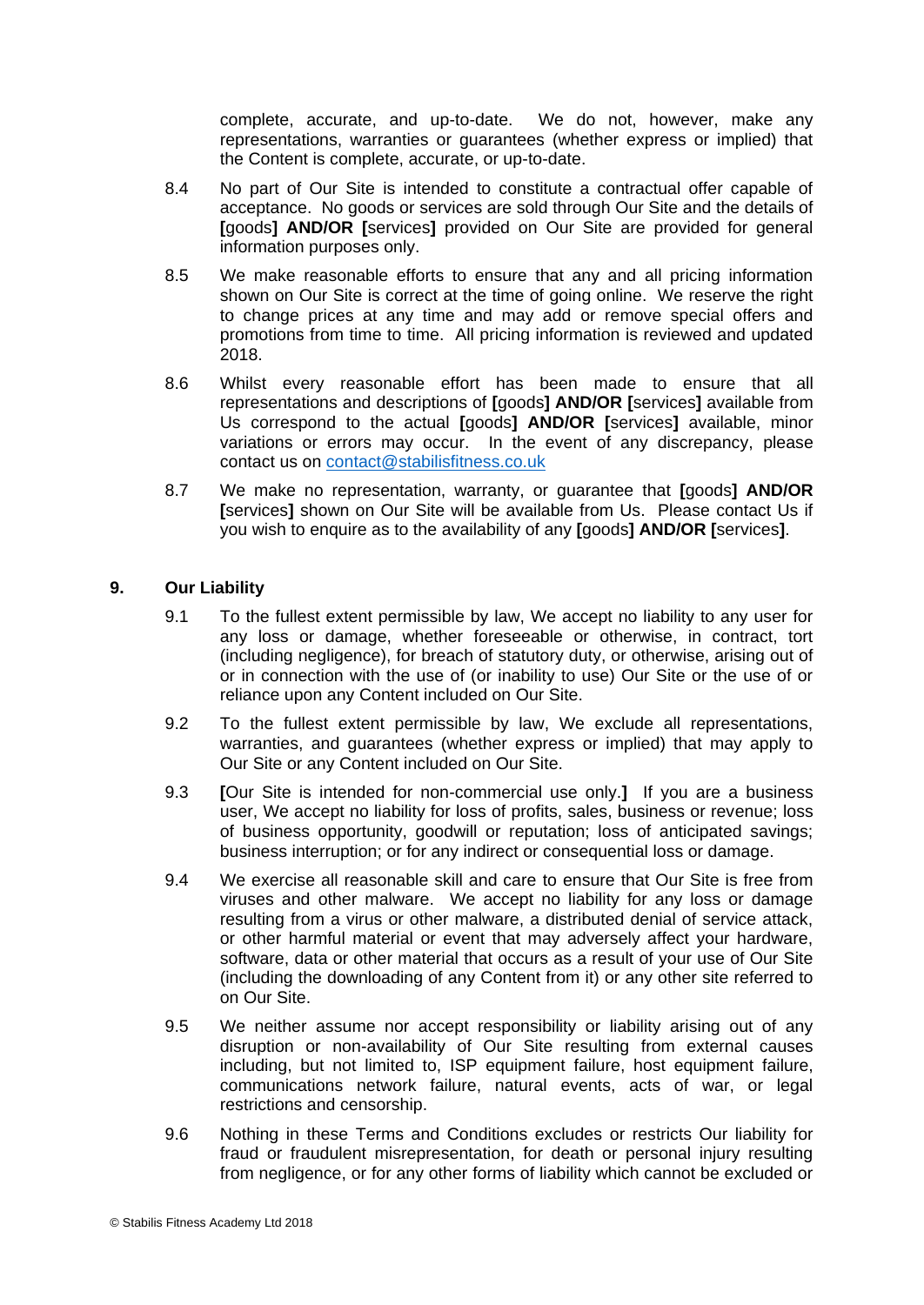complete, accurate, and up-to-date. We do not, however, make any representations, warranties or guarantees (whether express or implied) that the Content is complete, accurate, or up-to-date.

8.4 No part of Our Site is intended to constitute a contractual offer capable of acceptance. No goods or services are sold through Our Site and the details of **[**goods**] AND/OR [**services**]** provided on Our Site are provided for general information purposes only.

8.5 We make reasonable efforts to ensure that any and all pricing information shown on Our Site is correct at the time of going online. We reserve the right to change prices at any time and may add or remove special offers and promotions from time to time. All pricing information is reviewed and updated 2018.

8.6 Whilst every reasonable effort has been made to ensure that all representations and descriptions of **[**goods**] AND/OR [**services**]** available from Us correspond to the actual **[**goods**] AND/OR [**services**]** available, minor variations or errors may occur. In the event of any discrepancy, please contact us on [contact@stabilisfitness.co.uk](mailto:contact@stabilisfitness.co.uk)

8.7 We make no representation, warranty, or guarantee that **[**goods**] AND/OR [**services**]** shown on Our Site will be available from Us. Please contact Us if you wish to enquire as to the availability of any **[**goods**] AND/OR [**services**]**.

## 9. Our Liability

9.1 To the fullest extent permissible by law, We accept no liability to any user for any loss or damage, whether foreseeable or otherwise, in contract, tort (including negligence), for breach of statutory duty, or otherwise, arising out of or in connection with the use of (or inability to use) Our Site or the use of or reliance upon any Content included on Our Site.

9.2 To the fullest extent permissible by law, We exclude all representations, warranties, and guarantees (whether express or implied) that may apply to Our Site or any Content included on Our Site.

9.3 **[**Our Site is intended for non-commercial use only.**]** If you are a business user, We accept no liability for loss of profits, sales, business or revenue; loss of business opportunity, goodwill or reputation; loss of anticipated savings; business interruption; or for any indirect or consequential loss or damage.

9.4 We exercise all reasonable skill and care to ensure that Our Site is free from viruses and other malware. We accept no liability for any loss or damage resulting from a virus or other malware, a distributed denial of service attack, or other harmful material or event that may adversely affect your hardware, software, data or other material that occurs as a result of your use of Our Site (including the downloading of any Content from it) or any other site referred to on Our Site.

9.5 We neither assume nor accept responsibility or liability arising out of any disruption or non-availability of Our Site resulting from external causes including, but not limited to, ISP equipment failure, host equipment failure, communications network failure, natural events, acts of war, or legal restrictions and censorship.

9.6 Nothing in these Terms and Conditions excludes or restricts Our liability for fraud or fraudulent misrepresentation, for death or personal injury resulting from negligence, or for any other forms of liability which cannot be excluded or

© Stabilis Fitness Academy Ltd 2018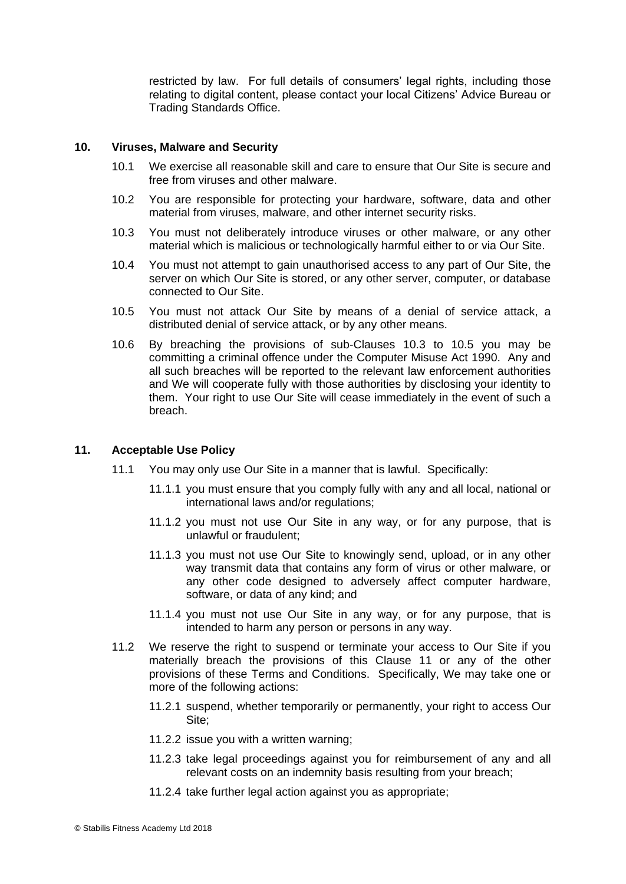restricted by law. For full details of consumers' legal rights, including those relating to digital content, please contact your local Citizens' Advice Bureau or Trading Standards Office.

## 10. Viruses, Malware and Security

10.1 We exercise all reasonable skill and care to ensure that Our Site is secure and free from viruses and other malware.

10.2 You are responsible for protecting your hardware, software, data and other material from viruses, malware, and other internet security risks.

10.3 You must not deliberately introduce viruses or other malware, or any other material which is malicious or technologically harmful either to or via Our Site.

10.4 You must not attempt to gain unauthorised access to any part of Our Site, the server on which Our Site is stored, or any other server, computer, or database connected to Our Site.

10.5 You must not attack Our Site by means of a denial of service attack, a distributed denial of service attack, or by any other means.

10.6 By breaching the provisions of sub-Clauses 10.3 to 10.5 you may be committing a criminal offence under the Computer Misuse Act 1990. Any and all such breaches will be reported to the relevant law enforcement authorities and We will cooperate fully with those authorities by disclosing your identity to them. Your right to use Our Site will cease immediately in the event of such a breach.

## 11. Acceptable Use Policy

11.1 You may only use Our Site in a manner that is lawful. Specifically:

11.1.1 you must ensure that you comply fully with any and all local, national or international laws and/or regulations;

11.1.2 you must not use Our Site in any way, or for any purpose, that is unlawful or fraudulent;

11.1.3 you must not use Our Site to knowingly send, upload, or in any other way transmit data that contains any form of virus or other malware, or any other code designed to adversely affect computer hardware, software, or data of any kind; and

11.1.4 you must not use Our Site in any way, or for any purpose, that is intended to harm any person or persons in any way.

11.2 We reserve the right to suspend or terminate your access to Our Site if you materially breach the provisions of this Clause 11 or any of the other provisions of these Terms and Conditions. Specifically, We may take one or more of the following actions:

11.2.1 suspend, whether temporarily or permanently, your right to access Our Site;

11.2.2 issue you with a written warning;

11.2.3 take legal proceedings against you for reimbursement of any and all relevant costs on an indemnity basis resulting from your breach;

11.2.4 take further legal action against you as appropriate;

© Stabilis Fitness Academy Ltd 2018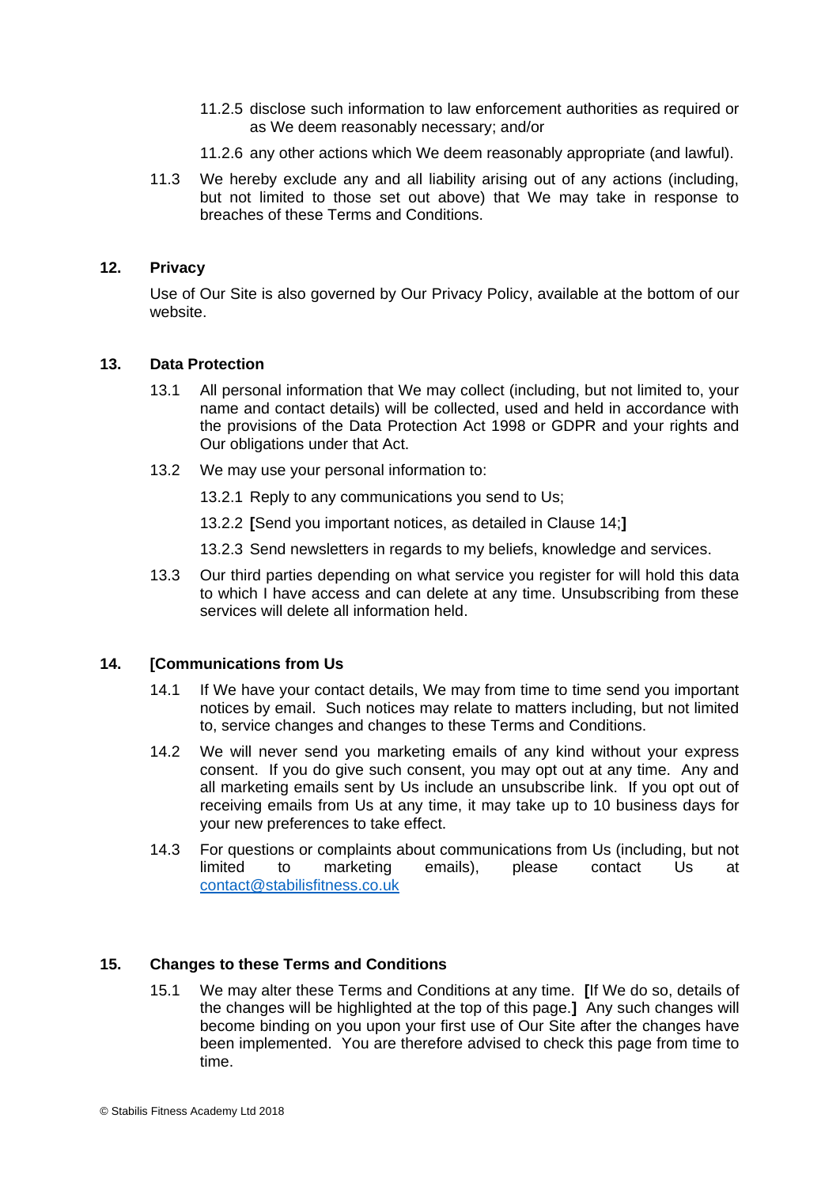11.2.5 disclose such information to law enforcement authorities as required or as We deem reasonably necessary; and/or

11.2.6 any other actions which We deem reasonably appropriate (and lawful).

11.3 We hereby exclude any and all liability arising out of any actions (including, but not limited to those set out above) that We may take in response to breaches of these Terms and Conditions.

## 12. Privacy

Use of Our Site is also governed by Our Privacy Policy, available at the bottom of our website.

## 13. Data Protection

13.1 All personal information that We may collect (including, but not limited to, your name and contact details) will be collected, used and held in accordance with the provisions of the Data Protection Act 1998 or GDPR and your rights and Our obligations under that Act.

13.2 We may use your personal information to:

13.2.1 Reply to any communications you send to Us;

13.2.2 **[**Send you important notices, as detailed in Clause 14;**]**

13.2.3 Send newsletters in regards to my beliefs, knowledge and services.

13.3 Our third parties depending on what service you register for will hold this data to which I have access and can delete at any time. Unsubscribing from these services will delete all information held.

## 14. [Communications from Us

14.1 If We have your contact details, We may from time to time send you important notices by email. Such notices may relate to matters including, but not limited to, service changes and changes to these Terms and Conditions.

14.2 We will never send you marketing emails of any kind without your express consent. If you do give such consent, you may opt out at any time. Any and all marketing emails sent by Us include an unsubscribe link. If you opt out of receiving emails from Us at any time, it may take up to 10 business days for your new preferences to take effect.

14.3 For questions or complaints about communications from Us (including, but not limited to marketing emails), please contact Us at contact@stabilisfitness.co.uk

## 15. Changes to these Terms and Conditions

15.1 We may alter these Terms and Conditions at any time. **[**If We do so, details of the changes will be highlighted at the top of this page.**]** Any such changes will become binding on you upon your first use of Our Site after the changes have been implemented. You are therefore advised to check this page from time to time.

© Stabilis Fitness Academy Ltd 2018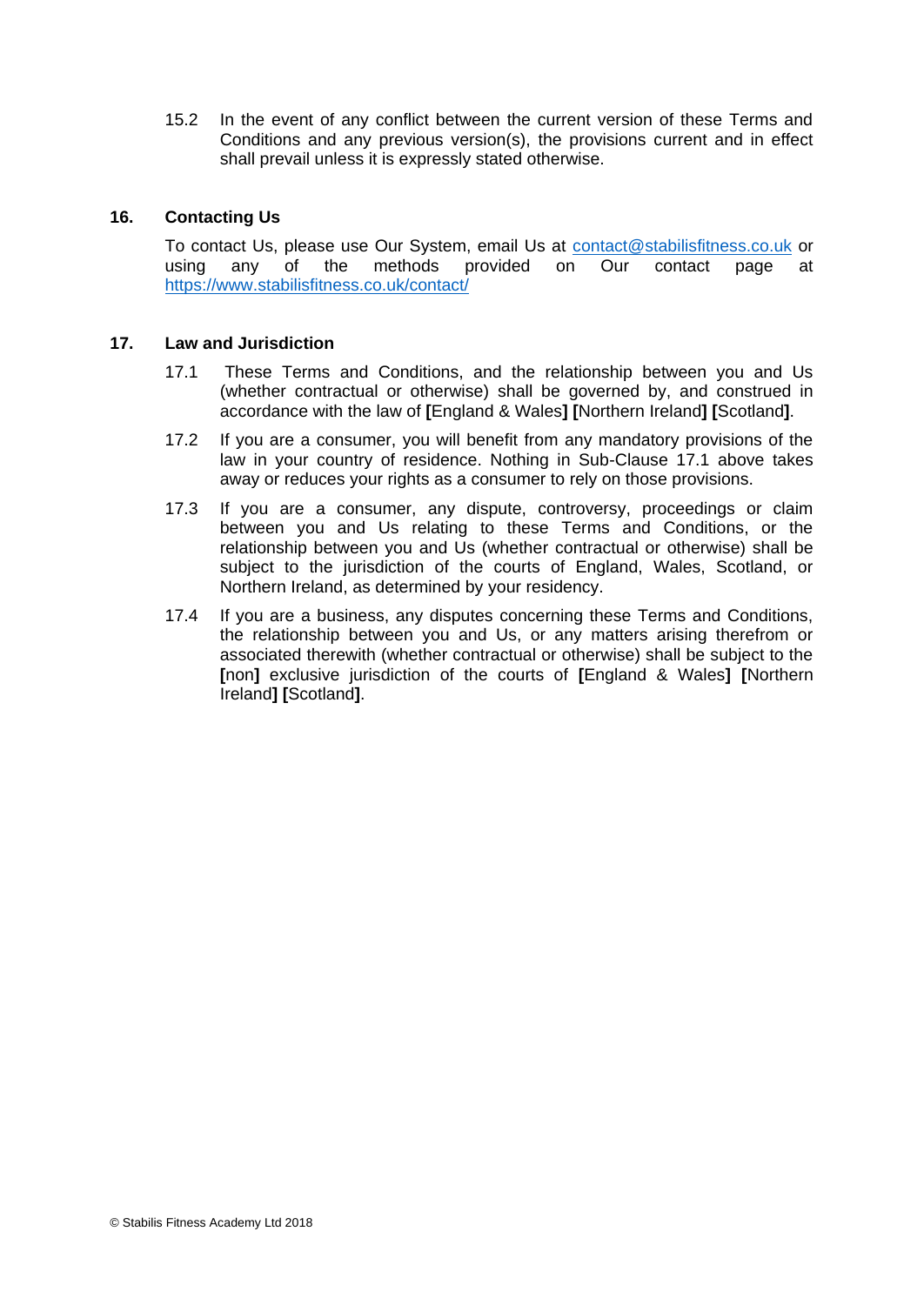15.2 In the event of any conflict between the current version of these Terms and Conditions and any previous version(s), the provisions current and in effect shall prevail unless it is expressly stated otherwise.

## 16. Contacting Us

To contact Us, please use Our System, email Us at contact@stabilisfitness.co.uk or using any of the methods provided on Our contact page at https://www.stabilisfitness.co.uk/contact/

## 17. Law and Jurisdiction

17.1 These Terms and Conditions, and the relationship between you and Us (whether contractual or otherwise) shall be governed by, and construed in accordance with the law of **[**England & Wales**]** **[**Northern Ireland**]** **[**Scotland**]**.

17.2 If you are a consumer, you will benefit from any mandatory provisions of the law in your country of residence. Nothing in Sub-Clause 17.1 above takes away or reduces your rights as a consumer to rely on those provisions.

17.3 If you are a consumer, any dispute, controversy, proceedings or claim between you and Us relating to these Terms and Conditions, or the relationship between you and Us (whether contractual or otherwise) shall be subject to the jurisdiction of the courts of England, Wales, Scotland, or Northern Ireland, as determined by your residency.

17.4 If you are a business, any disputes concerning these Terms and Conditions, the relationship between you and Us, or any matters arising therefrom or associated therewith (whether contractual or otherwise) shall be subject to the **[**non**]** exclusive jurisdiction of the courts of **[**England & Wales**]** **[**Northern Ireland**]** **[**Scotland**]**.

© Stabilis Fitness Academy Ltd 2018